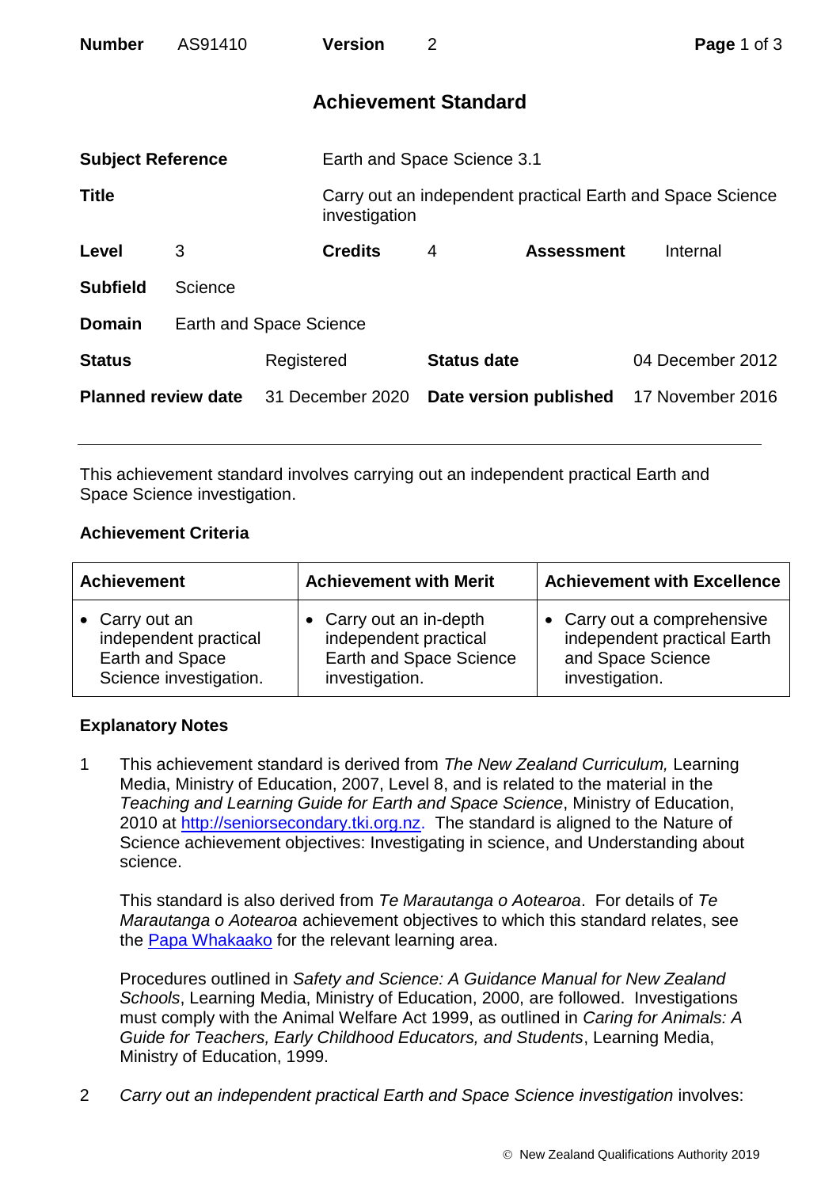| Number | AS91410 | Version | 2 |
|---|---|---|---|

# Achievement Standard

| | |
|---|---|
| **Subject Reference** | Earth and Space Science 3.1 |
| **Title** | Carry out an independent practical Earth and Space Science investigation |
| **Level** | 3 |
| **Credits** | 4 |
| **Assessment** | Internal |
| **Subfield** | Science |
| **Domain** | Earth and Space Science |
| **Status** | Registered |
| **Status date** | 04 December 2012 |
| **Planned review date** | 31 December 2020 |
| **Date version published** | 17 November 2016 |

This achievement standard involves carrying out an independent practical Earth and Space Science investigation.

## Achievement Criteria

| Achievement | Achievement with Merit | Achievement with Excellence |
|---|---|---|
| • Carry out an independent practical Earth and Space Science investigation. | • Carry out an in-depth independent practical Earth and Space Science investigation. | • Carry out a comprehensive independent practical Earth and Space Science investigation. |

## Explanatory Notes

1 This achievement standard is derived from *The New Zealand Curriculum,* Learning Media, Ministry of Education, 2007, Level 8, and is related to the material in the *Teaching and Learning Guide for Earth and Space Science*, Ministry of Education, 2010 at http://seniorsecondary.tki.org.nz. The standard is aligned to the Nature of Science achievement objectives: Investigating in science, and Understanding about science.

This standard is also derived from *Te Marautanga o Aotearoa*. For details of *Te Marautanga o Aotearoa* achievement objectives to which this standard relates, see the Papa Whakaako for the relevant learning area.

Procedures outlined in *Safety and Science: A Guidance Manual for New Zealand Schools*, Learning Media, Ministry of Education, 2000, are followed. Investigations must comply with the Animal Welfare Act 1999, as outlined in *Caring for Animals: A Guide for Teachers, Early Childhood Educators, and Students*, Learning Media, Ministry of Education, 1999.

2 *Carry out an independent practical Earth and Space Science investigation* involves: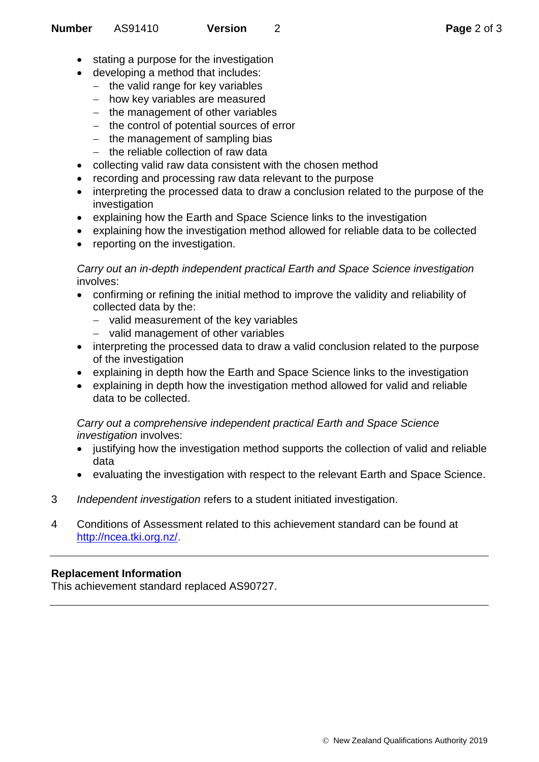- stating a purpose for the investigation
- developing a method that includes:
  - the valid range for key variables
  - how key variables are measured
  - the management of other variables
  - the control of potential sources of error
  - the management of sampling bias
  - the reliable collection of raw data
- collecting valid raw data consistent with the chosen method
- recording and processing raw data relevant to the purpose
- interpreting the processed data to draw a conclusion related to the purpose of the investigation
- explaining how the Earth and Space Science links to the investigation
- explaining how the investigation method allowed for reliable data to be collected
- reporting on the investigation.

*Carry out an in-depth independent practical Earth and Space Science investigation* involves:

- confirming or refining the initial method to improve the validity and reliability of collected data by the:
  - valid measurement of the key variables
  - valid management of other variables
- interpreting the processed data to draw a valid conclusion related to the purpose of the investigation
- explaining in depth how the Earth and Space Science links to the investigation
- explaining in depth how the investigation method allowed for valid and reliable data to be collected.

*Carry out a comprehensive independent practical Earth and Space Science investigation* involves:

- justifying how the investigation method supports the collection of valid and reliable data
- evaluating the investigation with respect to the relevant Earth and Space Science.

3 *Independent investigation* refers to a student initiated investigation.

4 Conditions of Assessment related to this achievement standard can be found at http://ncea.tki.org.nz/.

**Replacement Information**

This achievement standard replaced AS90727.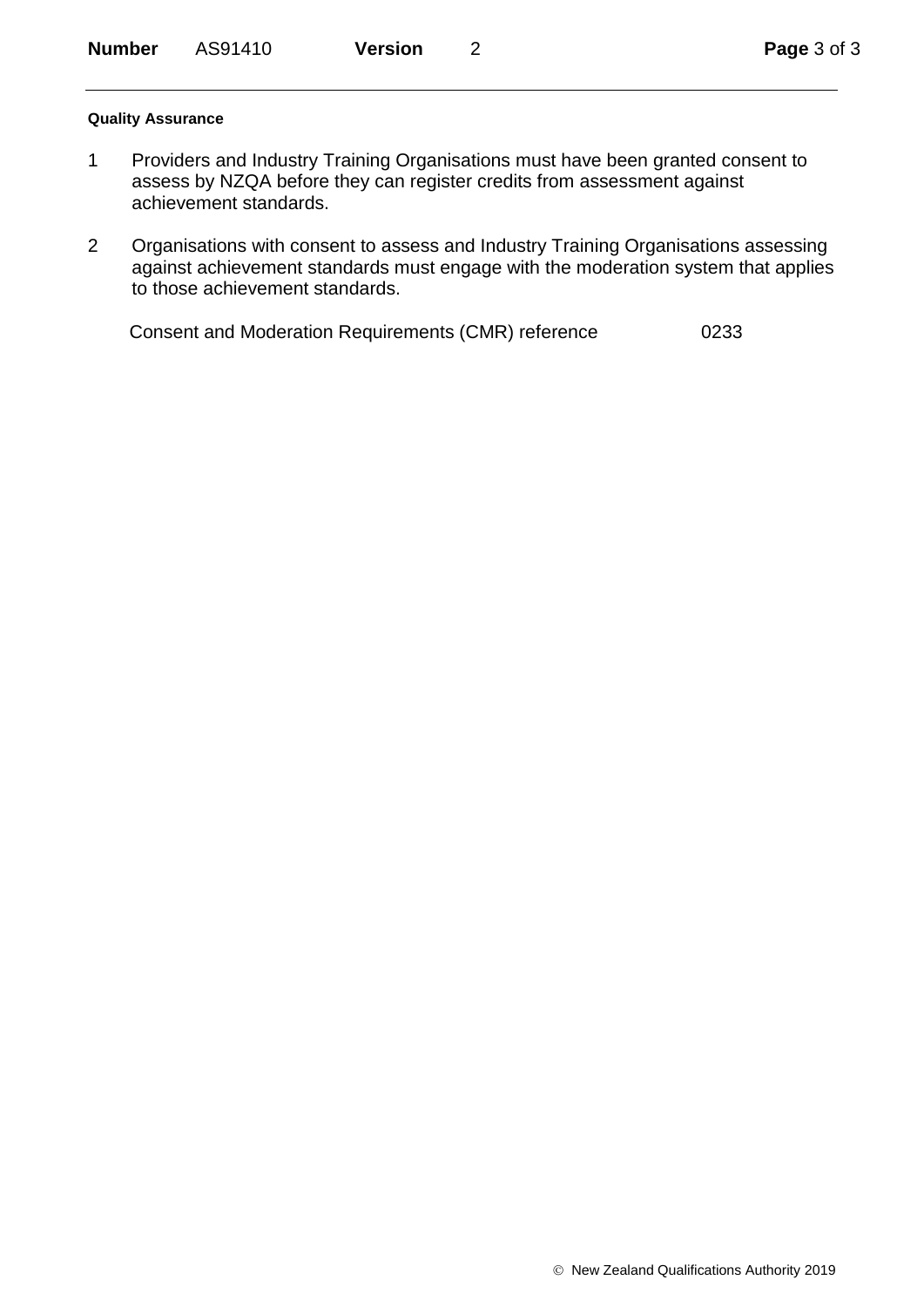**Quality Assurance**

1. Providers and Industry Training Organisations must have been granted consent to assess by NZQA before they can register credits from assessment against achievement standards.

2. Organisations with consent to assess and Industry Training Organisations assessing against achievement standards must engage with the moderation system that applies to those achievement standards.

| | |
|---|---|
| Consent and Moderation Requirements (CMR) reference | 0233 |

© New Zealand Qualifications Authority 2019